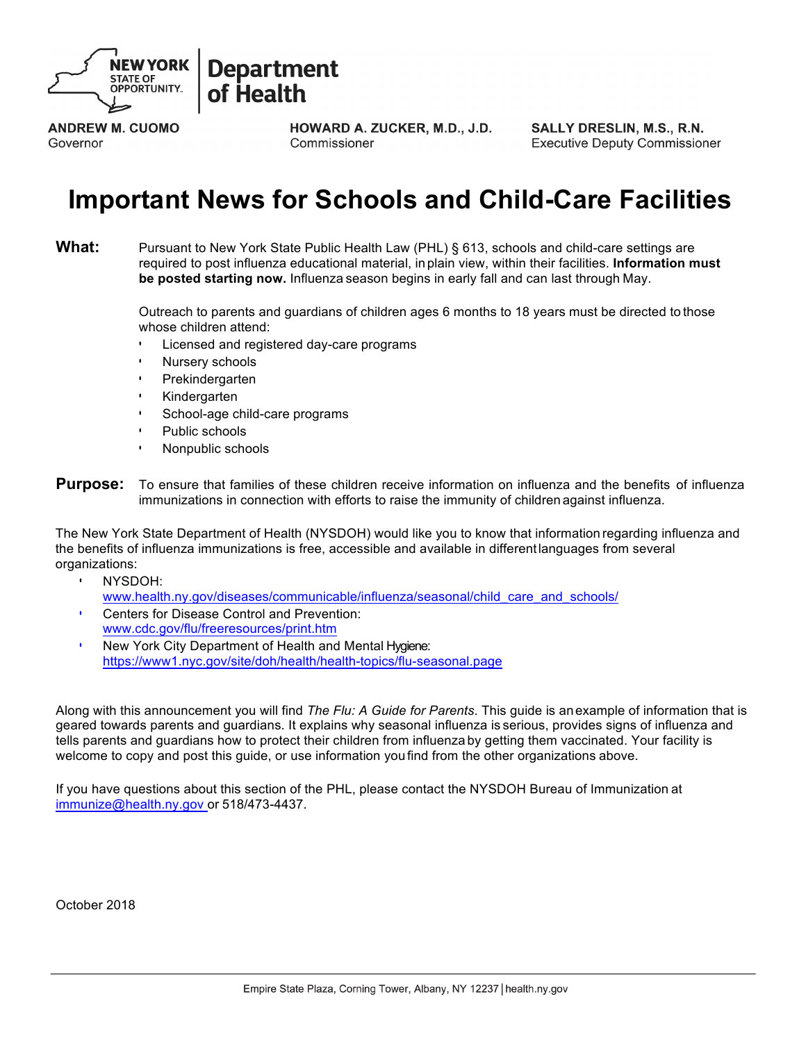NEW YORK STATE OF OPPORTUNITY. | Department of Health

**ANDREW M. CUOMO**
Governor

**HOWARD A. ZUCKER, M.D., J.D.**
Commissioner

**SALLY DRESLIN, M.S., R.N.**
Executive Deputy Commissioner

# Important News for Schools and Child-Care Facilities

**What:** Pursuant to New York State Public Health Law (PHL) § 613, schools and child-care settings are required to post influenza educational material, in plain view, within their facilities. **Information must be posted starting now.** Influenza season begins in early fall and can last through May.

Outreach to parents and guardians of children ages 6 months to 18 years must be directed to those whose children attend:

- Licensed and registered day-care programs
- Nursery schools
- Prekindergarten
- Kindergarten
- School-age child-care programs
- Public schools
- Nonpublic schools

**Purpose:** To ensure that families of these children receive information on influenza and the benefits of influenza immunizations in connection with efforts to raise the immunity of children against influenza.

The New York State Department of Health (NYSDOH) would like you to know that information regarding influenza and the benefits of influenza immunizations is free, accessible and available in different languages from several organizations:

- NYSDOH:
  www.health.ny.gov/diseases/communicable/influenza/seasonal/child_care_and_schools/
- Centers for Disease Control and Prevention:
  www.cdc.gov/flu/freeresources/print.htm
- New York City Department of Health and Mental Hygiene:
  https://www1.nyc.gov/site/doh/health/health-topics/flu-seasonal.page

Along with this announcement you will find *The Flu: A Guide for Parents*. This guide is an example of information that is geared towards parents and guardians. It explains why seasonal influenza is serious, provides signs of influenza and tells parents and guardians how to protect their children from influenza by getting them vaccinated. Your facility is welcome to copy and post this guide, or use information you find from the other organizations above.

If you have questions about this section of the PHL, please contact the NYSDOH Bureau of Immunization at immunize@health.ny.gov or 518/473-4437.

October 2018

Empire State Plaza, Corning Tower, Albany, NY 12237 | health.ny.gov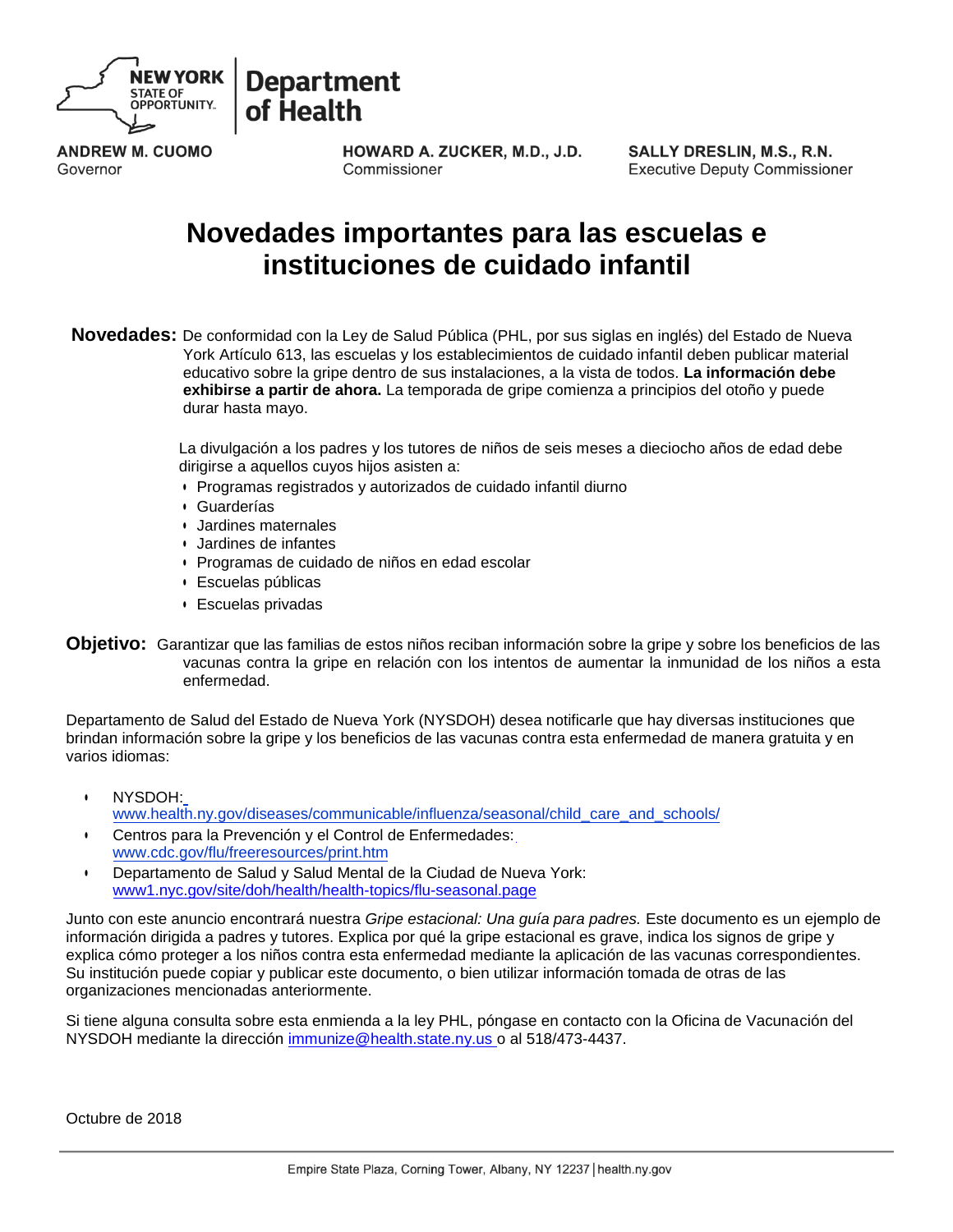NEW YORK STATE OF OPPORTUNITY. | Department of Health

**ANDREW M. CUOMO**
Governor

**HOWARD A. ZUCKER, M.D., J.D.**
Commissioner

**SALLY DRESLIN, M.S., R.N.**
Executive Deputy Commissioner

# Novedades importantes para las escuelas e instituciones de cuidado infantil

**Novedades:** De conformidad con la Ley de Salud Pública (PHL, por sus siglas en inglés) del Estado de Nueva York Artículo 613, las escuelas y los establecimientos de cuidado infantil deben publicar material educativo sobre la gripe dentro de sus instalaciones, a la vista de todos. **La información debe exhibirse a partir de ahora.** La temporada de gripe comienza a principios del otoño y puede durar hasta mayo.

La divulgación a los padres y los tutores de niños de seis meses a dieciocho años de edad debe dirigirse a aquellos cuyos hijos asisten a:

- Programas registrados y autorizados de cuidado infantil diurno
- Guarderías
- Jardines maternales
- Jardines de infantes
- Programas de cuidado de niños en edad escolar
- Escuelas públicas
- Escuelas privadas

**Objetivo:** Garantizar que las familias de estos niños reciban información sobre la gripe y sobre los beneficios de las vacunas contra la gripe en relación con los intentos de aumentar la inmunidad de los niños a esta enfermedad.

Departamento de Salud del Estado de Nueva York (NYSDOH) desea notificarle que hay diversas instituciones que brindan información sobre la gripe y los beneficios de las vacunas contra esta enfermedad de manera gratuita y en varios idiomas:

- NYSDOH: www.health.ny.gov/diseases/communicable/influenza/seasonal/child_care_and_schools/
- Centros para la Prevención y el Control de Enfermedades: www.cdc.gov/flu/freeresources/print.htm
- Departamento de Salud y Salud Mental de la Ciudad de Nueva York: www1.nyc.gov/site/doh/health/health-topics/flu-seasonal.page

Junto con este anuncio encontrará nuestra *Gripe estacional: Una guía para padres.* Este documento es un ejemplo de información dirigida a padres y tutores. Explica por qué la gripe estacional es grave, indica los signos de gripe y explica cómo proteger a los niños contra esta enfermedad mediante la aplicación de las vacunas correspondientes. Su institución puede copiar y publicar este documento, o bien utilizar información tomada de otras de las organizaciones mencionadas anteriormente.

Si tiene alguna consulta sobre esta enmienda a la ley PHL, póngase en contacto con la Oficina de Vacunación del NYSDOH mediante la dirección immunize@health.state.ny.us o al 518/473-4437.

Octubre de 2018

Empire State Plaza, Corning Tower, Albany, NY 12237 | health.ny.gov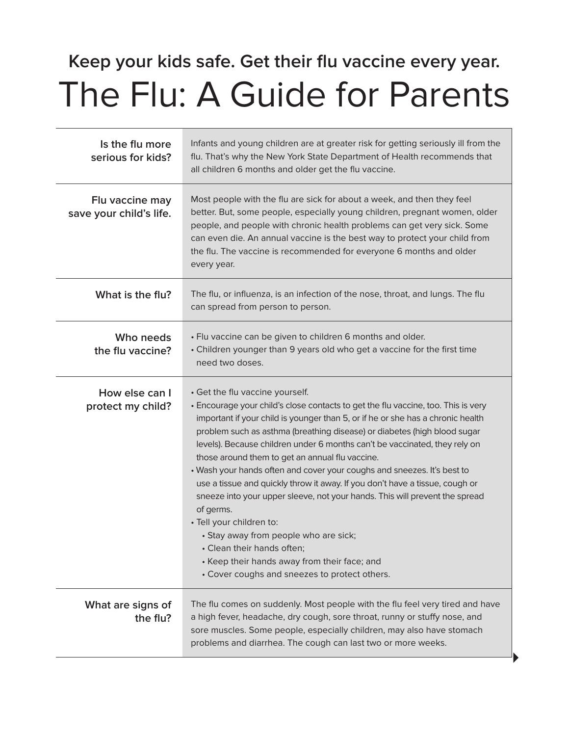**Keep your kids safe. Get their flu vaccine every year.**

# The Flu: A Guide for Parents

### Is the flu more serious for kids?

Infants and young children are at greater risk for getting seriously ill from the flu. That's why the New York State Department of Health recommends that all children 6 months and older get the flu vaccine.

### Flu vaccine may save your child's life.

Most people with the flu are sick for about a week, and then they feel better. But, some people, especially young children, pregnant women, older people, and people with chronic health problems can get very sick. Some can even die. An annual vaccine is the best way to protect your child from the flu. The vaccine is recommended for everyone 6 months and older every year.

### What is the flu?

The flu, or influenza, is an infection of the nose, throat, and lungs. The flu can spread from person to person.

### Who needs the flu vaccine?

- Flu vaccine can be given to children 6 months and older.
- Children younger than 9 years old who get a vaccine for the first time need two doses.

### How else can I protect my child?

- Get the flu vaccine yourself.
- Encourage your child's close contacts to get the flu vaccine, too. This is very important if your child is younger than 5, or if he or she has a chronic health problem such as asthma (breathing disease) or diabetes (high blood sugar levels). Because children under 6 months can't be vaccinated, they rely on those around them to get an annual flu vaccine.
- Wash your hands often and cover your coughs and sneezes. It's best to use a tissue and quickly throw it away. If you don't have a tissue, cough or sneeze into your upper sleeve, not your hands. This will prevent the spread of germs.
- Tell your children to:
  - Stay away from people who are sick;
  - Clean their hands often;
  - Keep their hands away from their face; and
  - Cover coughs and sneezes to protect others.

### What are signs of the flu?

The flu comes on suddenly. Most people with the flu feel very tired and have a high fever, headache, dry cough, sore throat, runny or stuffy nose, and sore muscles. Some people, especially children, may also have stomach problems and diarrhea. The cough can last two or more weeks.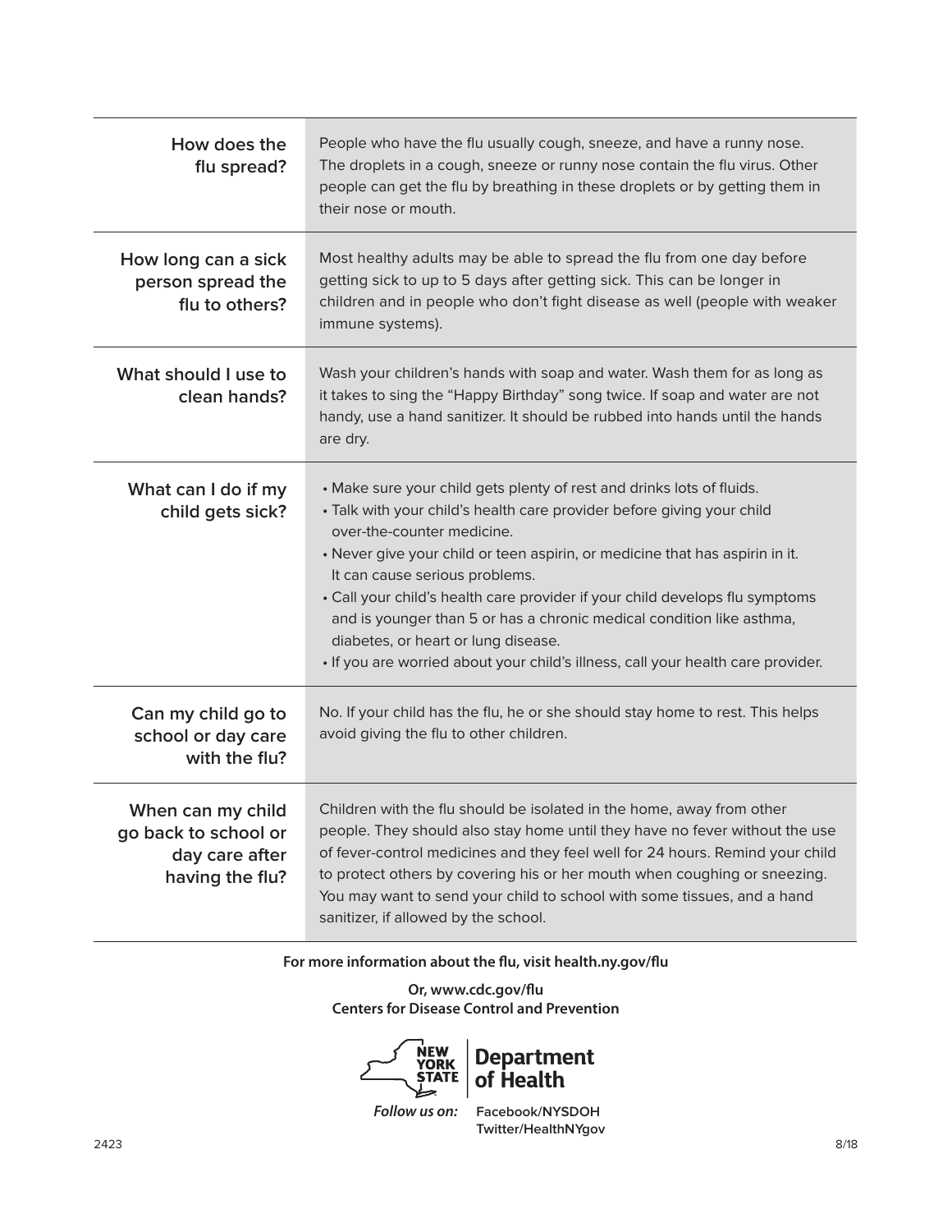| | |
|---|---|
| **How does the flu spread?** | People who have the flu usually cough, sneeze, and have a runny nose. The droplets in a cough, sneeze or runny nose contain the flu virus. Other people can get the flu by breathing in these droplets or by getting them in their nose or mouth. |
| **How long can a sick person spread the flu to others?** | Most healthy adults may be able to spread the flu from one day before getting sick to up to 5 days after getting sick. This can be longer in children and in people who don't fight disease as well (people with weaker immune systems). |
| **What should I use to clean hands?** | Wash your children's hands with soap and water. Wash them for as long as it takes to sing the "Happy Birthday" song twice. If soap and water are not handy, use a hand sanitizer. It should be rubbed into hands until the hands are dry. |
| **What can I do if my child gets sick?** | • Make sure your child gets plenty of rest and drinks lots of fluids.<br>• Talk with your child's health care provider before giving your child over-the-counter medicine.<br>• Never give your child or teen aspirin, or medicine that has aspirin in it. It can cause serious problems.<br>• Call your child's health care provider if your child develops flu symptoms and is younger than 5 or has a chronic medical condition like asthma, diabetes, or heart or lung disease.<br>• If you are worried about your child's illness, call your health care provider. |
| **Can my child go to school or day care with the flu?** | No. If your child has the flu, he or she should stay home to rest. This helps avoid giving the flu to other children. |
| **When can my child go back to school or day care after having the flu?** | Children with the flu should be isolated in the home, away from other people. They should also stay home until they have no fever without the use of fever-control medicines and they feel well for 24 hours. Remind your child to protect others by covering his or her mouth when coughing or sneezing. You may want to send your child to school with some tissues, and a hand sanitizer, if allowed by the school. |

**For more information about the flu, visit health.ny.gov/flu**

**Or, www.cdc.gov/flu**
**Centers for Disease Control and Prevention**

**New York State Department of Health**

*Follow us on:* **Facebook/NYSDOH**
**Twitter/HealthNYgov**

2423 8/18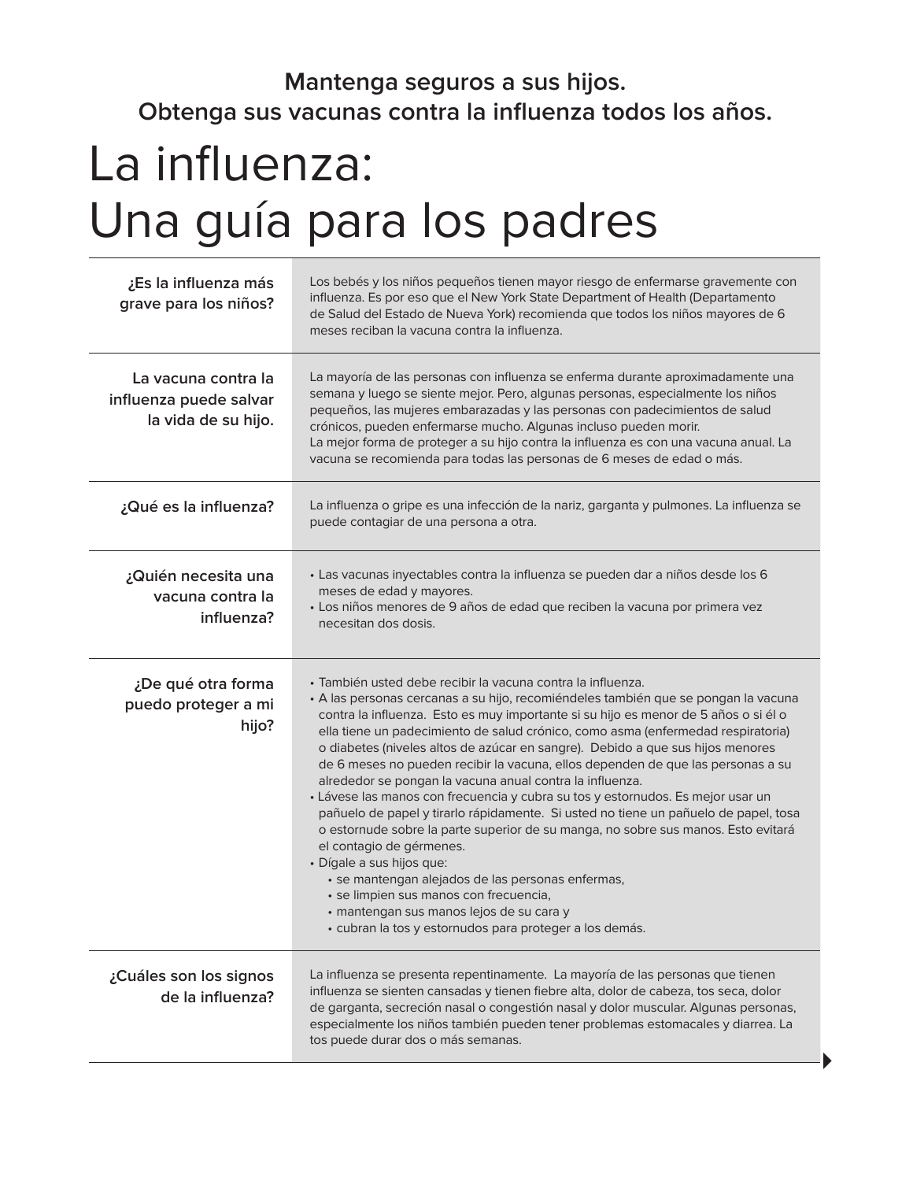**Mantenga seguros a sus hijos.**
**Obtenga sus vacunas contra la influenza todos los años.**

# La influenza: Una guía para los padres

## ¿Es la influenza más grave para los niños?

Los bebés y los niños pequeños tienen mayor riesgo de enfermarse gravemente con influenza. Es por eso que el New York State Department of Health (Departamento de Salud del Estado de Nueva York) recomienda que todos los niños mayores de 6 meses reciban la vacuna contra la influenza.

## La vacuna contra la influenza puede salvar la vida de su hijo.

La mayoría de las personas con influenza se enferma durante aproximadamente una semana y luego se siente mejor. Pero, algunas personas, especialmente los niños pequeños, las mujeres embarazadas y las personas con padecimientos de salud crónicos, pueden enfermarse mucho. Algunas incluso pueden morir.

La mejor forma de proteger a su hijo contra la influenza es con una vacuna anual. La vacuna se recomienda para todas las personas de 6 meses de edad o más.

## ¿Qué es la influenza?

La influenza o gripe es una infección de la nariz, garganta y pulmones. La influenza se puede contagiar de una persona a otra.

## ¿Quién necesita una vacuna contra la influenza?

- Las vacunas inyectables contra la influenza se pueden dar a niños desde los 6 meses de edad y mayores.
- Los niños menores de 9 años de edad que reciben la vacuna por primera vez necesitan dos dosis.

## ¿De qué otra forma puedo proteger a mi hijo?

- También usted debe recibir la vacuna contra la influenza.
- A las personas cercanas a su hijo, recomiéndeles también que se pongan la vacuna contra la influenza. Esto es muy importante si su hijo es menor de 5 años o si él o ella tiene un padecimiento de salud crónico, como asma (enfermedad respiratoria) o diabetes (niveles altos de azúcar en sangre). Debido a que sus hijos menores de 6 meses no pueden recibir la vacuna, ellos dependen de que las personas a su alrededor se pongan la vacuna anual contra la influenza.
- Lávese las manos con frecuencia y cubra su tos y estornudos. Es mejor usar un pañuelo de papel y tirarlo rápidamente. Si usted no tiene un pañuelo de papel, tosa o estornude sobre la parte superior de su manga, no sobre sus manos. Esto evitará el contagio de gérmenes.
- Dígale a sus hijos que:
  - se mantengan alejados de las personas enfermas,
  - se limpien sus manos con frecuencia,
  - mantengan sus manos lejos de su cara y
  - cubran la tos y estornudos para proteger a los demás.

## ¿Cuáles son los signos de la influenza?

La influenza se presenta repentinamente. La mayoría de las personas que tienen influenza se sienten cansadas y tienen fiebre alta, dolor de cabeza, tos seca, dolor de garganta, secreción nasal o congestión nasal y dolor muscular. Algunas personas, especialmente los niños también pueden tener problemas estomacales y diarrea. La tos puede durar dos o más semanas.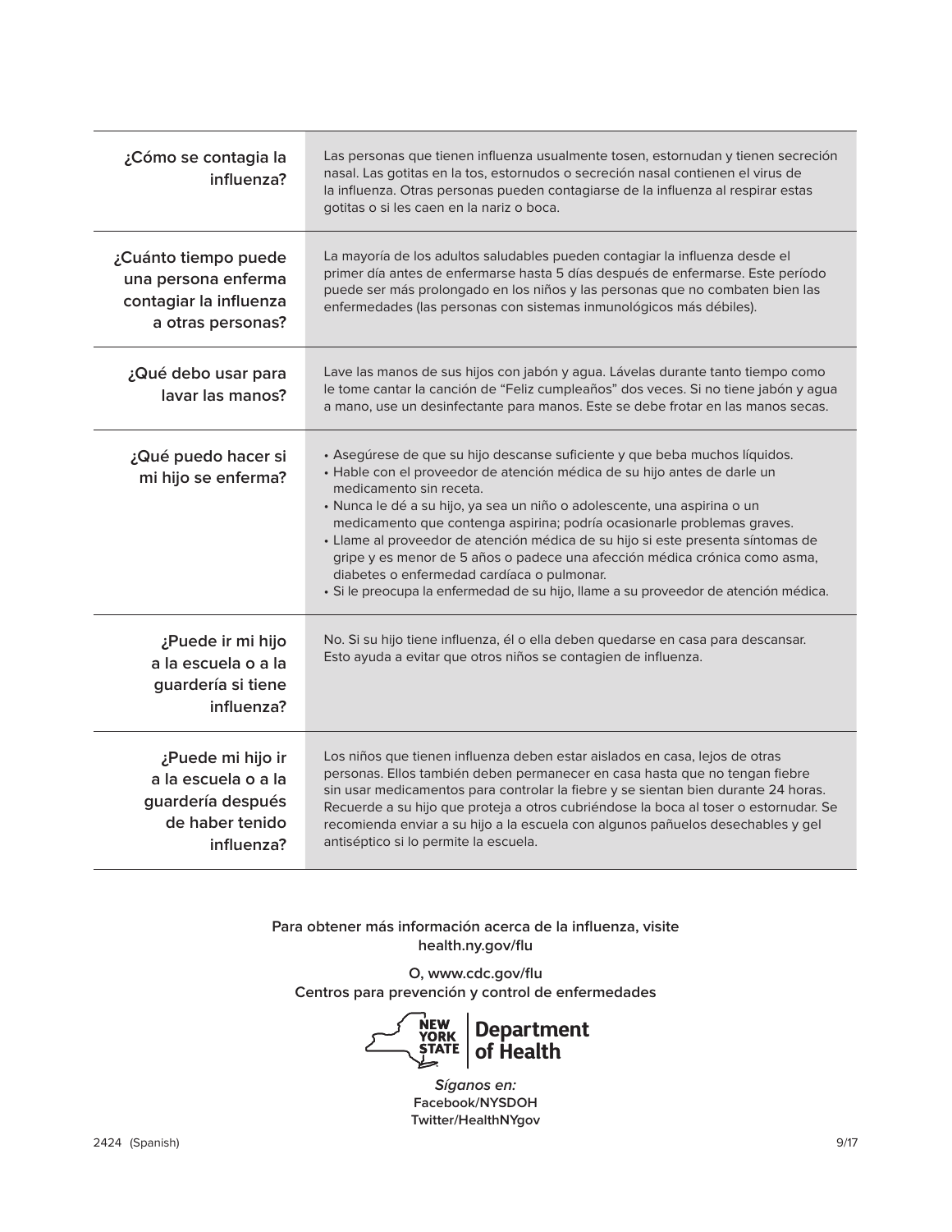| | |
|---|---|
| **¿Cómo se contagia la influenza?** | Las personas que tienen influenza usualmente tosen, estornudan y tienen secreción nasal. Las gotitas en la tos, estornudos o secreción nasal contienen el virus de la influenza. Otras personas pueden contagiarse de la influenza al respirar estas gotitas o si les caen en la nariz o boca. |
| **¿Cuánto tiempo puede una persona enferma contagiar la influenza a otras personas?** | La mayoría de los adultos saludables pueden contagiar la influenza desde el primer día antes de enfermarse hasta 5 días después de enfermarse. Este período puede ser más prolongado en los niños y las personas que no combaten bien las enfermedades (las personas con sistemas inmunológicos más débiles). |
| **¿Qué debo usar para lavar las manos?** | Lave las manos de sus hijos con jabón y agua. Lávelas durante tanto tiempo como le tome cantar la canción de "Feliz cumpleaños" dos veces. Si no tiene jabón y agua a mano, use un desinfectante para manos. Este se debe frotar en las manos secas. |
| **¿Qué puedo hacer si mi hijo se enferma?** | • Asegúrese de que su hijo descanse suficiente y que beba muchos líquidos.<br>• Hable con el proveedor de atención médica de su hijo antes de darle un medicamento sin receta.<br>• Nunca le dé a su hijo, ya sea un niño o adolescente, una aspirina o un medicamento que contenga aspirina; podría ocasionarle problemas graves.<br>• Llame al proveedor de atención médica de su hijo si este presenta síntomas de gripe y es menor de 5 años o padece una afección médica crónica como asma, diabetes o enfermedad cardíaca o pulmonar.<br>• Si le preocupa la enfermedad de su hijo, llame a su proveedor de atención médica. |
| **¿Puede ir mi hijo a la escuela o a la guardería si tiene influenza?** | No. Si su hijo tiene influenza, él o ella deben quedarse en casa para descansar. Esto ayuda a evitar que otros niños se contagien de influenza. |
| **¿Puede mi hijo ir a la escuela o a la guardería después de haber tenido influenza?** | Los niños que tienen influenza deben estar aislados en casa, lejos de otras personas. Ellos también deben permanecer en casa hasta que no tengan fiebre sin usar medicamentos para controlar la fiebre y se sientan bien durante 24 horas. Recuerde a su hijo que proteja a otros cubriéndose la boca al toser o estornudar. Se recomienda enviar a su hijo a la escuela con algunos pañuelos desechables y gel antiséptico si lo permite la escuela. |

**Para obtener más información acerca de la influenza, visite health.ny.gov/flu**

**O, www.cdc.gov/flu**
**Centros para prevención y control de enfermedades**

**NEW YORK STATE | Department of Health**

***Síganos en:***
**Facebook/NYSDOH**
**Twitter/HealthNYgov**

2424 (Spanish) 9/17